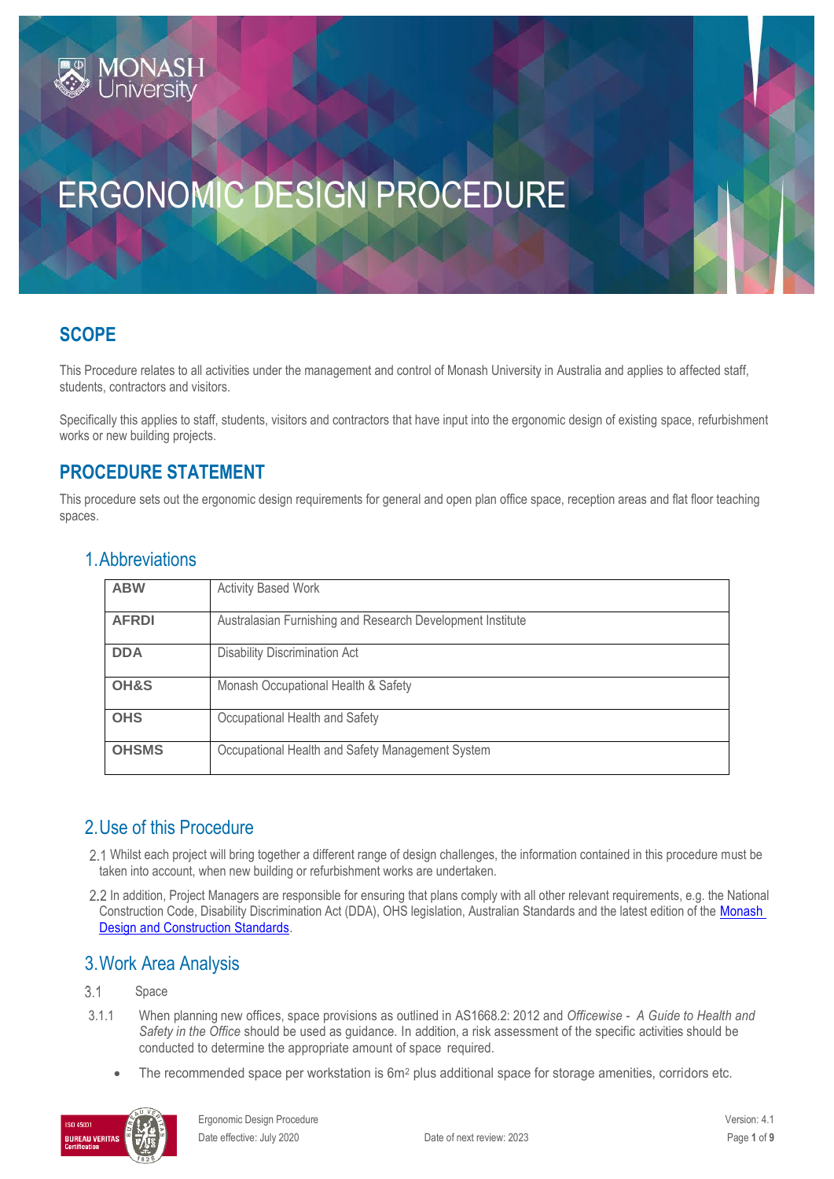# ERGONOMIC DESIGN PROCEDURE

## SCOPE

This Procedure relates to all activities under the management and control of Monash University in Australia and applies to affected staff, students, contractors and visitors.

Specifically this applies to staff, students, visitors and contractors that have input into the ergonomic design of existing space, refurbishment works or new building projects.

## PROCEDURE STATEMENT

This procedure sets out the ergonomic design requirements for general and open plan office space, reception areas and flat floor teaching spaces.

### 1. Abbreviations

| | |
|---|---|
| **ABW** | Activity Based Work |
| **AFRDI** | Australasian Furnishing and Research Development Institute |
| **DDA** | Disability Discrimination Act |
| **OH&S** | Monash Occupational Health & Safety |
| **OHS** | Occupational Health and Safety |
| **OHSMS** | Occupational Health and Safety Management System |

### 2. Use of this Procedure

2.1 Whilst each project will bring together a different range of design challenges, the information contained in this procedure must be taken into account, when new building or refurbishment works are undertaken.

2.2 In addition, Project Managers are responsible for ensuring that plans comply with all other relevant requirements, e.g. the National Construction Code, Disability Discrimination Act (DDA), OHS legislation, Australian Standards and the latest edition of the [Monash Design and Construction Standards](Monash Design and Construction Standards).

### 3. Work Area Analysis

3.1 Space

3.1.1 When planning new offices, space provisions as outlined in AS1668.2: 2012 and *Officewise - A Guide to Health and Safety in the Office* should be used as guidance. In addition, a risk assessment of the specific activities should be conducted to determine the appropriate amount of space required.

- The recommended space per workstation is 6m² plus additional space for storage amenities, corridors etc.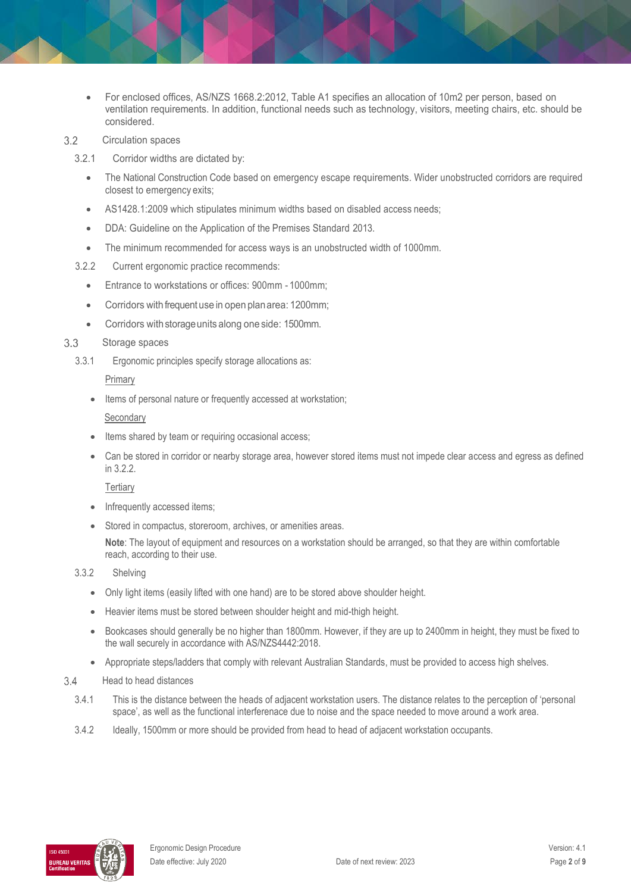- For enclosed offices, AS/NZS 1668.2:2012, Table A1 specifies an allocation of 10m2 per person, based on ventilation requirements. In addition, functional needs such as technology, visitors, meeting chairs, etc. should be considered.

### 3.2 Circulation spaces

3.2.1 Corridor widths are dictated by:

- The National Construction Code based on emergency escape requirements. Wider unobstructed corridors are required closest to emergency exits;
- AS1428.1:2009 which stipulates minimum widths based on disabled access needs;
- DDA: Guideline on the Application of the Premises Standard 2013.
- The minimum recommended for access ways is an unobstructed width of 1000mm.

3.2.2 Current ergonomic practice recommends:

- Entrance to workstations or offices: 900mm - 1000mm;
- Corridors with frequent use in open plan area: 1200mm;
- Corridors with storage units along one side: 1500mm.

### 3.3 Storage spaces

3.3.1 Ergonomic principles specify storage allocations as:

Primary

- Items of personal nature or frequently accessed at workstation;

Secondary

- Items shared by team or requiring occasional access;
- Can be stored in corridor or nearby storage area, however stored items must not impede clear access and egress as defined in 3.2.2.

Tertiary

- Infrequently accessed items;
- Stored in compactus, storeroom, archives, or amenities areas.

**Note**: The layout of equipment and resources on a workstation should be arranged, so that they are within comfortable reach, according to their use.

3.3.2 Shelving

- Only light items (easily lifted with one hand) are to be stored above shoulder height.
- Heavier items must be stored between shoulder height and mid-thigh height.
- Bookcases should generally be no higher than 1800mm. However, if they are up to 2400mm in height, they must be fixed to the wall securely in accordance with AS/NZS4442:2018.
- Appropriate steps/ladders that comply with relevant Australian Standards, must be provided to access high shelves.

### 3.4 Head to head distances

3.4.1 This is the distance between the heads of adjacent workstation users. The distance relates to the perception of 'personal space', as well as the functional interfereance due to noise and the space needed to move around a work area.

3.4.2 Ideally, 1500mm or more should be provided from head to head of adjacent workstation occupants.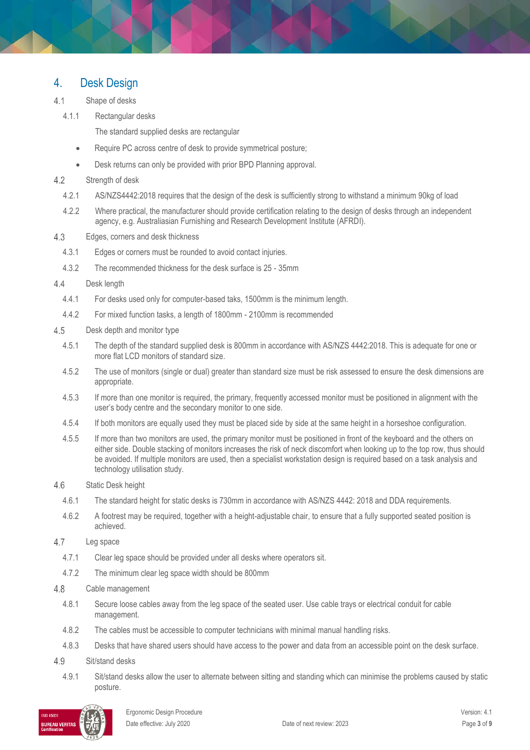## 4. Desk Design

### 4.1 Shape of desks

4.1.1 Rectangular desks

The standard supplied desks are rectangular

- Require PC across centre of desk to provide symmetrical posture;
- Desk returns can only be provided with prior BPD Planning approval.

### 4.2 Strength of desk

4.2.1 AS/NZS4442:2018 requires that the design of the desk is sufficiently strong to withstand a minimum 90kg of load

4.2.2 Where practical, the manufacturer should provide certification relating to the design of desks through an independent agency, e.g. Australiasian Furnishing and Research Development Institute (AFRDI).

### 4.3 Edges, corners and desk thickness

4.3.1 Edges or corners must be rounded to avoid contact injuries.

4.3.2 The recommended thickness for the desk surface is 25 - 35mm

### 4.4 Desk length

4.4.1 For desks used only for computer-based taks, 1500mm is the minimum length.

4.4.2 For mixed function tasks, a length of 1800mm - 2100mm is recommended

### 4.5 Desk depth and monitor type

4.5.1 The depth of the standard supplied desk is 800mm in accordance with AS/NZS 4442:2018. This is adequate for one or more flat LCD monitors of standard size.

4.5.2 The use of monitors (single or dual) greater than standard size must be risk assessed to ensure the desk dimensions are appropriate.

4.5.3 If more than one monitor is required, the primary, frequently accessed monitor must be positioned in alignment with the user's body centre and the secondary monitor to one side.

4.5.4 If both monitors are equally used they must be placed side by side at the same height in a horseshoe configuration.

4.5.5 If more than two monitors are used, the primary monitor must be positioned in front of the keyboard and the others on either side. Double stacking of monitors increases the risk of neck discomfort when looking up to the top row, thus should be avoided. If multiple monitors are used, then a specialist workstation design is required based on a task analysis and technology utilisation study.

### 4.6 Static Desk height

4.6.1 The standard height for static desks is 730mm in accordance with AS/NZS 4442: 2018 and DDA requirements.

4.6.2 A footrest may be required, together with a height-adjustable chair, to ensure that a fully supported seated position is achieved.

### 4.7 Leg space

4.7.1 Clear leg space should be provided under all desks where operators sit.

4.7.2 The minimum clear leg space width should be 800mm

### 4.8 Cable management

4.8.1 Secure loose cables away from the leg space of the seated user. Use cable trays or electrical conduit for cable management.

4.8.2 The cables must be accessible to computer technicians with minimal manual handling risks.

4.8.3 Desks that have shared users should have access to the power and data from an accessible point on the desk surface.

### 4.9 Sit/stand desks

4.9.1 Sit/stand desks allow the user to alternate between sitting and standing which can minimise the problems caused by static posture.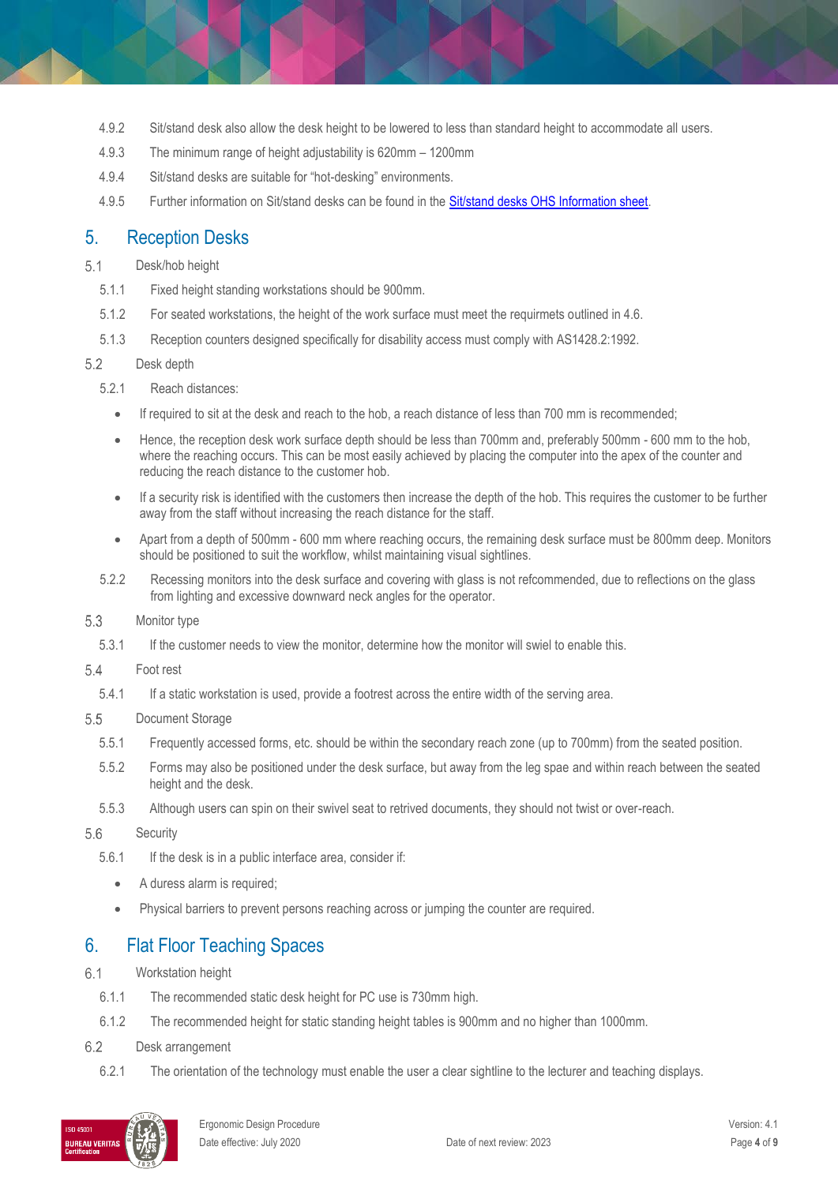4.9.2 Sit/stand desk also allow the desk height to be lowered to less than standard height to accommodate all users.

4.9.3 The minimum range of height adjustability is 620mm – 1200mm

4.9.4 Sit/stand desks are suitable for "hot-desking" environments.

4.9.5 Further information on Sit/stand desks can be found in the Sit/stand desks OHS Information sheet.

# 5. Reception Desks

5.1 Desk/hob height

5.1.1 Fixed height standing workstations should be 900mm.

5.1.2 For seated workstations, the height of the work surface must meet the requirmets outlined in 4.6.

5.1.3 Reception counters designed specifically for disability access must comply with AS1428.2:1992.

5.2 Desk depth

5.2.1 Reach distances:

- If required to sit at the desk and reach to the hob, a reach distance of less than 700 mm is recommended;
- Hence, the reception desk work surface depth should be less than 700mm and, preferably 500mm - 600 mm to the hob, where the reaching occurs. This can be most easily achieved by placing the computer into the apex of the counter and reducing the reach distance to the customer hob.
- If a security risk is identified with the customers then increase the depth of the hob. This requires the customer to be further away from the staff without increasing the reach distance for the staff.
- Apart from a depth of 500mm - 600 mm where reaching occurs, the remaining desk surface must be 800mm deep. Monitors should be positioned to suit the workflow, whilst maintaining visual sightlines.

5.2.2 Recessing monitors into the desk surface and covering with glass is not refcommended, due to reflections on the glass from lighting and excessive downward neck angles for the operator.

5.3 Monitor type

5.3.1 If the customer needs to view the monitor, determine how the monitor will swiel to enable this.

5.4 Foot rest

5.4.1 If a static workstation is used, provide a footrest across the entire width of the serving area.

5.5 Document Storage

5.5.1 Frequently accessed forms, etc. should be within the secondary reach zone (up to 700mm) from the seated position.

5.5.2 Forms may also be positioned under the desk surface, but away from the leg spae and within reach between the seated height and the desk.

5.5.3 Although users can spin on their swivel seat to retrived documents, they should not twist or over-reach.

5.6 Security

5.6.1 If the desk is in a public interface area, consider if:

- A duress alarm is required;
- Physical barriers to prevent persons reaching across or jumping the counter are required.

# 6. Flat Floor Teaching Spaces

6.1 Workstation height

6.1.1 The recommended static desk height for PC use is 730mm high.

6.1.2 The recommended height for static standing height tables is 900mm and no higher than 1000mm.

6.2 Desk arrangement

6.2.1 The orientation of the technology must enable the user a clear sightline to the lecturer and teaching displays.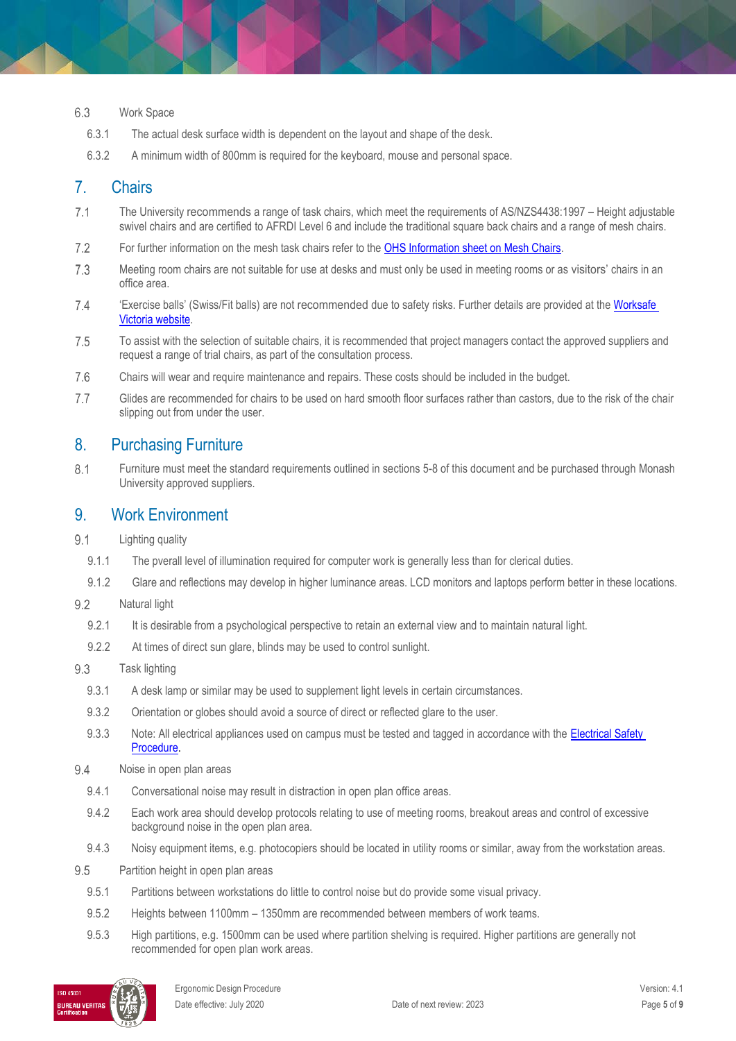6.3 Work Space

6.3.1 The actual desk surface width is dependent on the layout and shape of the desk.

6.3.2 A minimum width of 800mm is required for the keyboard, mouse and personal space.

## 7. Chairs

7.1 The University recommends a range of task chairs, which meet the requirements of AS/NZS4438:1997 – Height adjustable swivel chairs and are certified to AFRDI Level 6 and include the traditional square back chairs and a range of mesh chairs.

7.2 For further information on the mesh task chairs refer to the OHS Information sheet on Mesh Chairs.

7.3 Meeting room chairs are not suitable for use at desks and must only be used in meeting rooms or as visitors' chairs in an office area.

7.4 'Exercise balls' (Swiss/Fit balls) are not recommended due to safety risks. Further details are provided at the Worksafe Victoria website.

7.5 To assist with the selection of suitable chairs, it is recommended that project managers contact the approved suppliers and request a range of trial chairs, as part of the consultation process.

7.6 Chairs will wear and require maintenance and repairs. These costs should be included in the budget.

7.7 Glides are recommended for chairs to be used on hard smooth floor surfaces rather than castors, due to the risk of the chair slipping out from under the user.

## 8. Purchasing Furniture

8.1 Furniture must meet the standard requirements outlined in sections 5-8 of this document and be purchased through Monash University approved suppliers.

## 9. Work Environment

9.1 Lighting quality

9.1.1 The pverall level of illumination required for computer work is generally less than for clerical duties.

9.1.2 Glare and reflections may develop in higher luminance areas. LCD monitors and laptops perform better in these locations.

9.2 Natural light

9.2.1 It is desirable from a psychological perspective to retain an external view and to maintain natural light.

9.2.2 At times of direct sun glare, blinds may be used to control sunlight.

9.3 Task lighting

9.3.1 A desk lamp or similar may be used to supplement light levels in certain circumstances.

9.3.2 Orientation or globes should avoid a source of direct or reflected glare to the user.

9.3.3 Note: All electrical appliances used on campus must be tested and tagged in accordance with the Electrical Safety Procedure.

9.4 Noise in open plan areas

9.4.1 Conversational noise may result in distraction in open plan office areas.

9.4.2 Each work area should develop protocols relating to use of meeting rooms, breakout areas and control of excessive background noise in the open plan area.

9.4.3 Noisy equipment items, e.g. photocopiers should be located in utility rooms or similar, away from the workstation areas.

9.5 Partition height in open plan areas

9.5.1 Partitions between workstations do little to control noise but do provide some visual privacy.

9.5.2 Heights between 1100mm – 1350mm are recommended between members of work teams.

9.5.3 High partitions, e.g. 1500mm can be used where partition shelving is required. Higher partitions are generally not recommended for open plan work areas.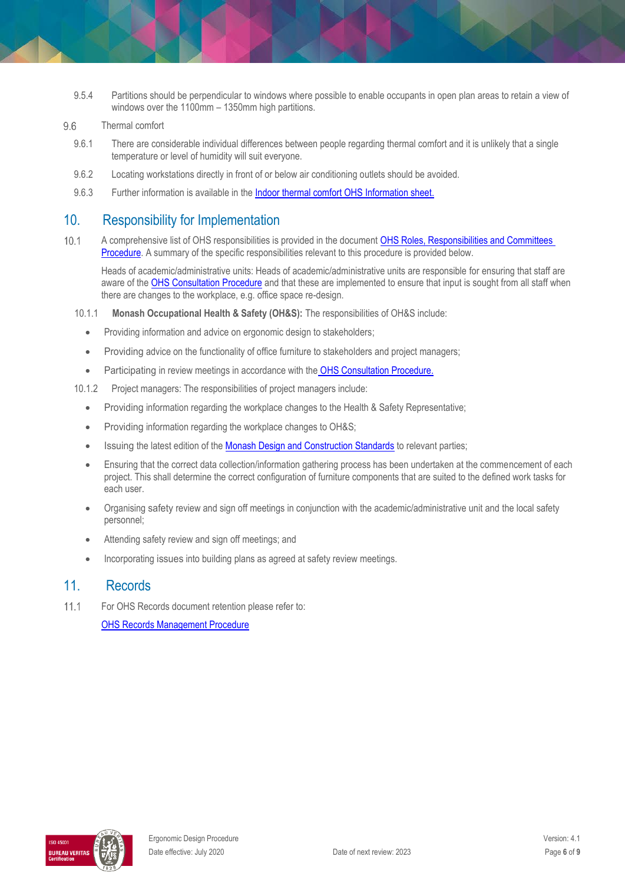9.5.4 Partitions should be perpendicular to windows where possible to enable occupants in open plan areas to retain a view of windows over the 1100mm – 1350mm high partitions.

9.6 Thermal comfort

9.6.1 There are considerable individual differences between people regarding thermal comfort and it is unlikely that a single temperature or level of humidity will suit everyone.

9.6.2 Locating workstations directly in front of or below air conditioning outlets should be avoided.

9.6.3 Further information is available in the Indoor thermal comfort OHS Information sheet.

## 10. Responsibility for Implementation

10.1 A comprehensive list of OHS responsibilities is provided in the document OHS Roles, Responsibilities and Committees Procedure. A summary of the specific responsibilities relevant to this procedure is provided below.

Heads of academic/administrative units: Heads of academic/administrative units are responsible for ensuring that staff are aware of the OHS Consultation Procedure and that these are implemented to ensure that input is sought from all staff when there are changes to the workplace, e.g. office space re-design.

10.1.1 **Monash Occupational Health & Safety (OH&S):** The responsibilities of OH&S include:

- Providing information and advice on ergonomic design to stakeholders;
- Providing advice on the functionality of office furniture to stakeholders and project managers;
- Participating in review meetings in accordance with the OHS Consultation Procedure.

10.1.2 Project managers: The responsibilities of project managers include:

- Providing information regarding the workplace changes to the Health & Safety Representative;
- Providing information regarding the workplace changes to OH&S;
- Issuing the latest edition of the Monash Design and Construction Standards to relevant parties;
- Ensuring that the correct data collection/information gathering process has been undertaken at the commencement of each project. This shall determine the correct configuration of furniture components that are suited to the defined work tasks for each user.
- Organising safety review and sign off meetings in conjunction with the academic/administrative unit and the local safety personnel;
- Attending safety review and sign off meetings; and
- Incorporating issues into building plans as agreed at safety review meetings.

## 11. Records

11.1 For OHS Records document retention please refer to:

OHS Records Management Procedure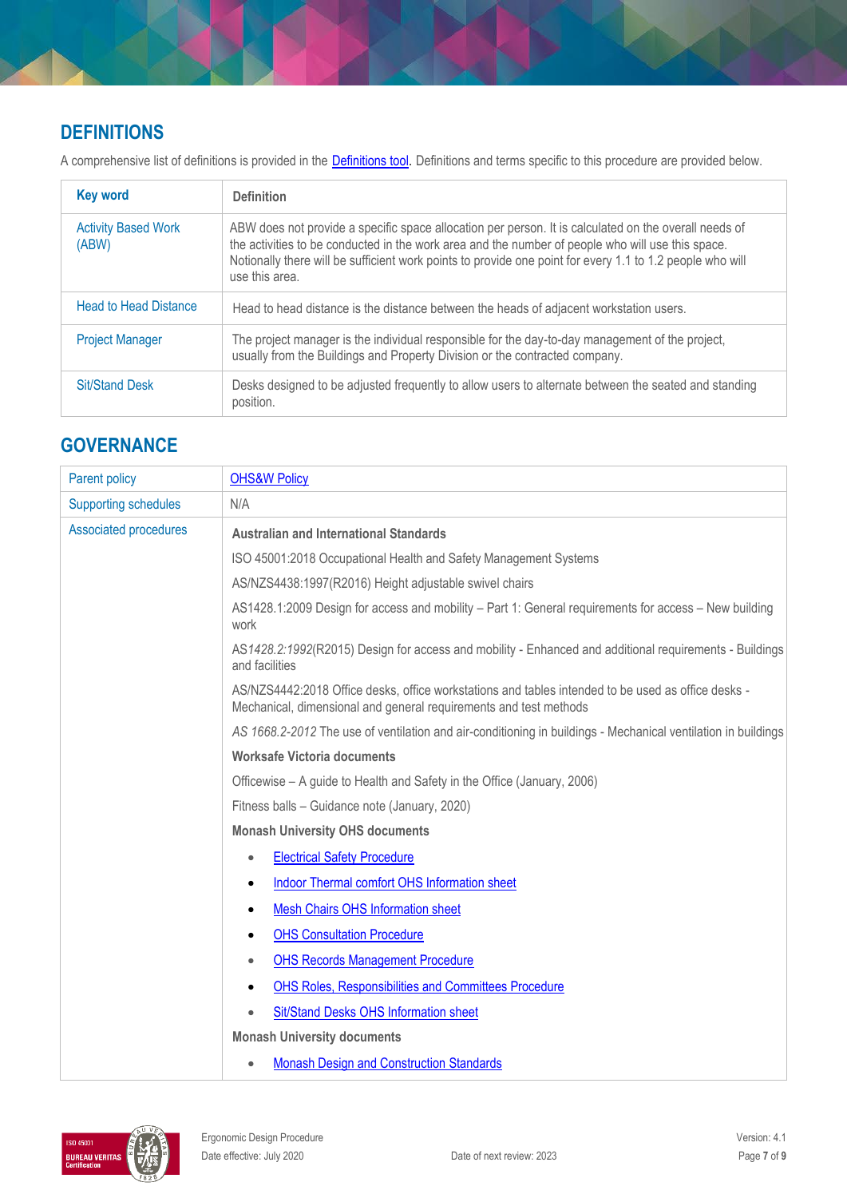## DEFINITIONS

A comprehensive list of definitions is provided in the Definitions tool. Definitions and terms specific to this procedure are provided below.

| Key word | Definition |
|---|---|
| Activity Based Work (ABW) | ABW does not provide a specific space allocation per person. It is calculated on the overall needs of the activities to be conducted in the work area and the number of people who will use this space. Notionally there will be sufficient work points to provide one point for every 1.1 to 1.2 people who will use this area. |
| Head to Head Distance | Head to head distance is the distance between the heads of adjacent workstation users. |
| Project Manager | The project manager is the individual responsible for the day-to-day management of the project, usually from the Buildings and Property Division or the contracted company. |
| Sit/Stand Desk | Desks designed to be adjusted frequently to allow users to alternate between the seated and standing position. |

## GOVERNANCE

| | |
|---|---|
| Parent policy | OHS&W Policy |
| Supporting schedules | N/A |
| Associated procedures | **Australian and International Standards**<br>ISO 45001:2018 Occupational Health and Safety Management Systems<br>AS/NZS4438:1997(R2016) Height adjustable swivel chairs<br>AS1428.1:2009 Design for access and mobility – Part 1: General requirements for access – New building work<br>AS*1428.2:1992*(R2015) Design for access and mobility - Enhanced and additional requirements - Buildings and facilities<br>AS/NZS4442:2018 Office desks, office workstations and tables intended to be used as office desks - Mechanical, dimensional and general requirements and test methods<br>*AS 1668.2-2012* The use of ventilation and air-conditioning in buildings - Mechanical ventilation in buildings<br>**Worksafe Victoria documents**<br>Officewise – A guide to Health and Safety in the Office (January, 2006)<br>Fitness balls – Guidance note (January, 2020)<br>**Monash University OHS documents**<br>• Electrical Safety Procedure<br>• Indoor Thermal comfort OHS Information sheet<br>• Mesh Chairs OHS Information sheet<br>• OHS Consultation Procedure<br>• OHS Records Management Procedure<br>• OHS Roles, Responsibilities and Committees Procedure<br>• Sit/Stand Desks OHS Information sheet<br>**Monash University documents**<br>• Monash Design and Construction Standards |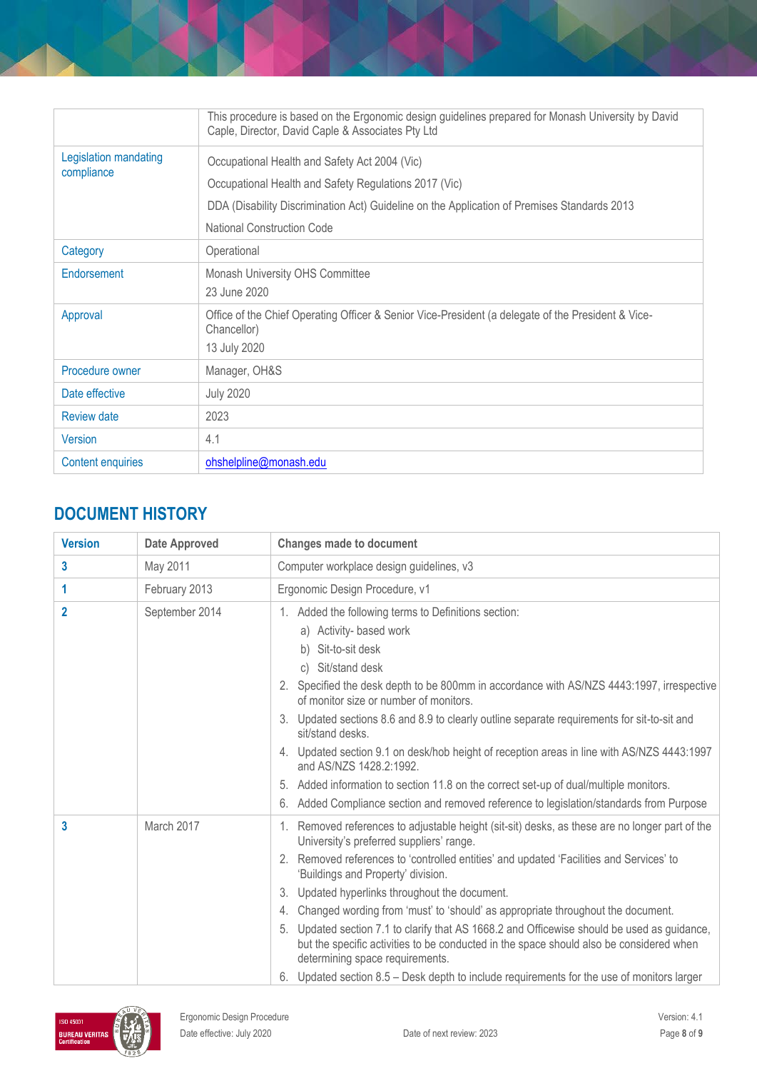| | |
|---|---|
| | This procedure is based on the Ergonomic design guidelines prepared for Monash University by David Caple, Director, David Caple & Associates Pty Ltd |
| Legislation mandating compliance | Occupational Health and Safety Act 2004 (Vic)<br>Occupational Health and Safety Regulations 2017 (Vic)<br>DDA (Disability Discrimination Act) Guideline on the Application of Premises Standards 2013<br>National Construction Code |
| Category | Operational |
| Endorsement | Monash University OHS Committee<br>23 June 2020 |
| Approval | Office of the Chief Operating Officer & Senior Vice-President (a delegate of the President & Vice-Chancellor)<br>13 July 2020 |
| Procedure owner | Manager, OH&S |
| Date effective | July 2020 |
| Review date | 2023 |
| Version | 4.1 |
| Content enquiries | ohshelpline@monash.edu |

## DOCUMENT HISTORY

| Version | Date Approved | Changes made to document |
|---|---|---|
| 3 | May 2011 | Computer workplace design guidelines, v3 |
| 1 | February 2013 | Ergonomic Design Procedure, v1 |
| 2 | September 2014 | 1. Added the following terms to Definitions section:<br>a) Activity- based work<br>b) Sit-to-sit desk<br>c) Sit/stand desk<br>2. Specified the desk depth to be 800mm in accordance with AS/NZS 4443:1997, irrespective of monitor size or number of monitors.<br>3. Updated sections 8.6 and 8.9 to clearly outline separate requirements for sit-to-sit and sit/stand desks.<br>4. Updated section 9.1 on desk/hob height of reception areas in line with AS/NZS 4443:1997 and AS/NZS 1428.2:1992.<br>5. Added information to section 11.8 on the correct set-up of dual/multiple monitors.<br>6. Added Compliance section and removed reference to legislation/standards from Purpose |
| 3 | March 2017 | 1. Removed references to adjustable height (sit-sit) desks, as these are no longer part of the University's preferred suppliers' range.<br>2. Removed references to 'controlled entities' and updated 'Facilities and Services' to 'Buildings and Property' division.<br>3. Updated hyperlinks throughout the document.<br>4. Changed wording from 'must' to 'should' as appropriate throughout the document.<br>5. Updated section 7.1 to clarify that AS 1668.2 and Officewise should be used as guidance, but the specific activities to be conducted in the space should also be considered when determining space requirements.<br>6. Updated section 8.5 – Desk depth to include requirements for the use of monitors larger |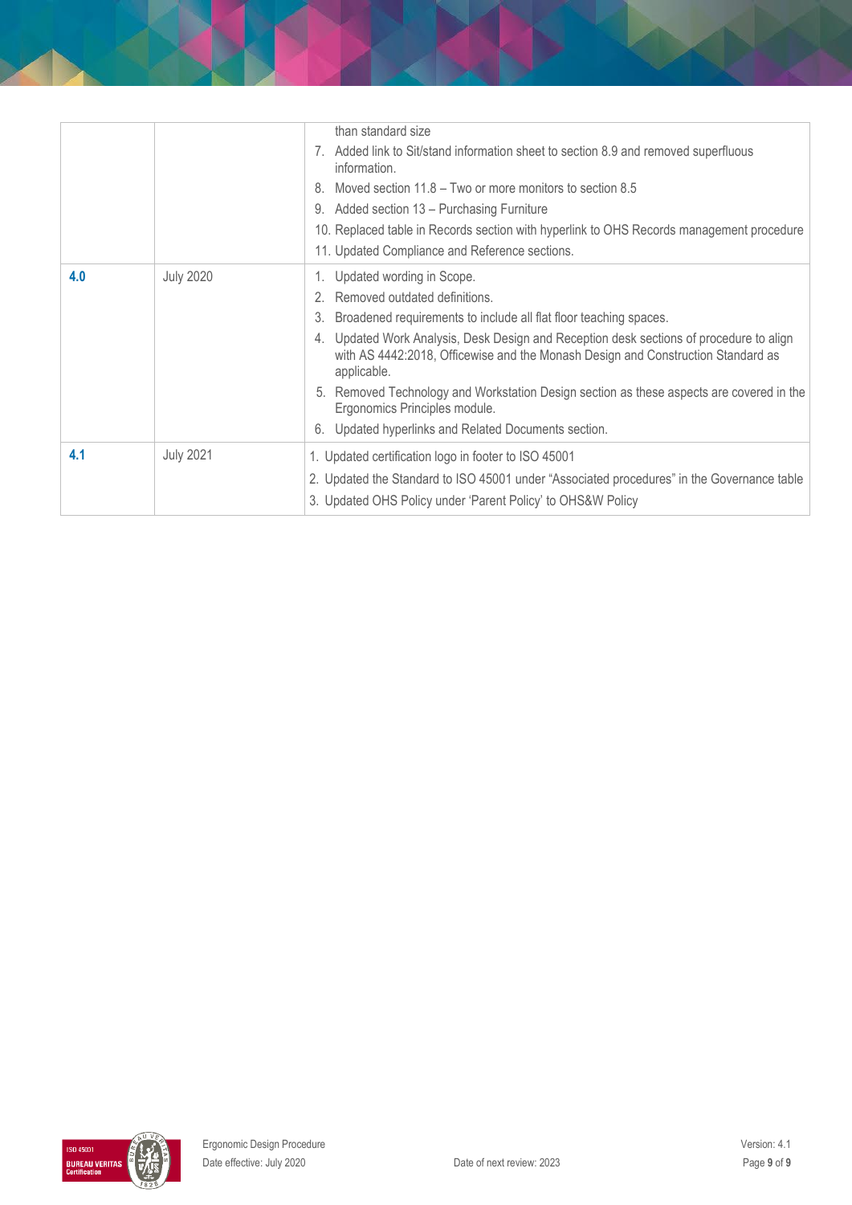| | | |
|---|---|---|
| | | than standard size<br>7. Added link to Sit/stand information sheet to section 8.9 and removed superfluous information.<br>8. Moved section 11.8 – Two or more monitors to section 8.5<br>9. Added section 13 – Purchasing Furniture<br>10. Replaced table in Records section with hyperlink to OHS Records management procedure<br>11. Updated Compliance and Reference sections. |
| **4.0** | July 2020 | 1. Updated wording in Scope.<br>2. Removed outdated definitions.<br>3. Broadened requirements to include all flat floor teaching spaces.<br>4. Updated Work Analysis, Desk Design and Reception desk sections of procedure to align with AS 4442:2018, Officewise and the Monash Design and Construction Standard as applicable.<br>5. Removed Technology and Workstation Design section as these aspects are covered in the Ergonomics Principles module.<br>6. Updated hyperlinks and Related Documents section. |
| **4.1** | July 2021 | 1. Updated certification logo in footer to ISO 45001<br>2. Updated the Standard to ISO 45001 under "Associated procedures" in the Governance table<br>3. Updated OHS Policy under 'Parent Policy' to OHS&W Policy |